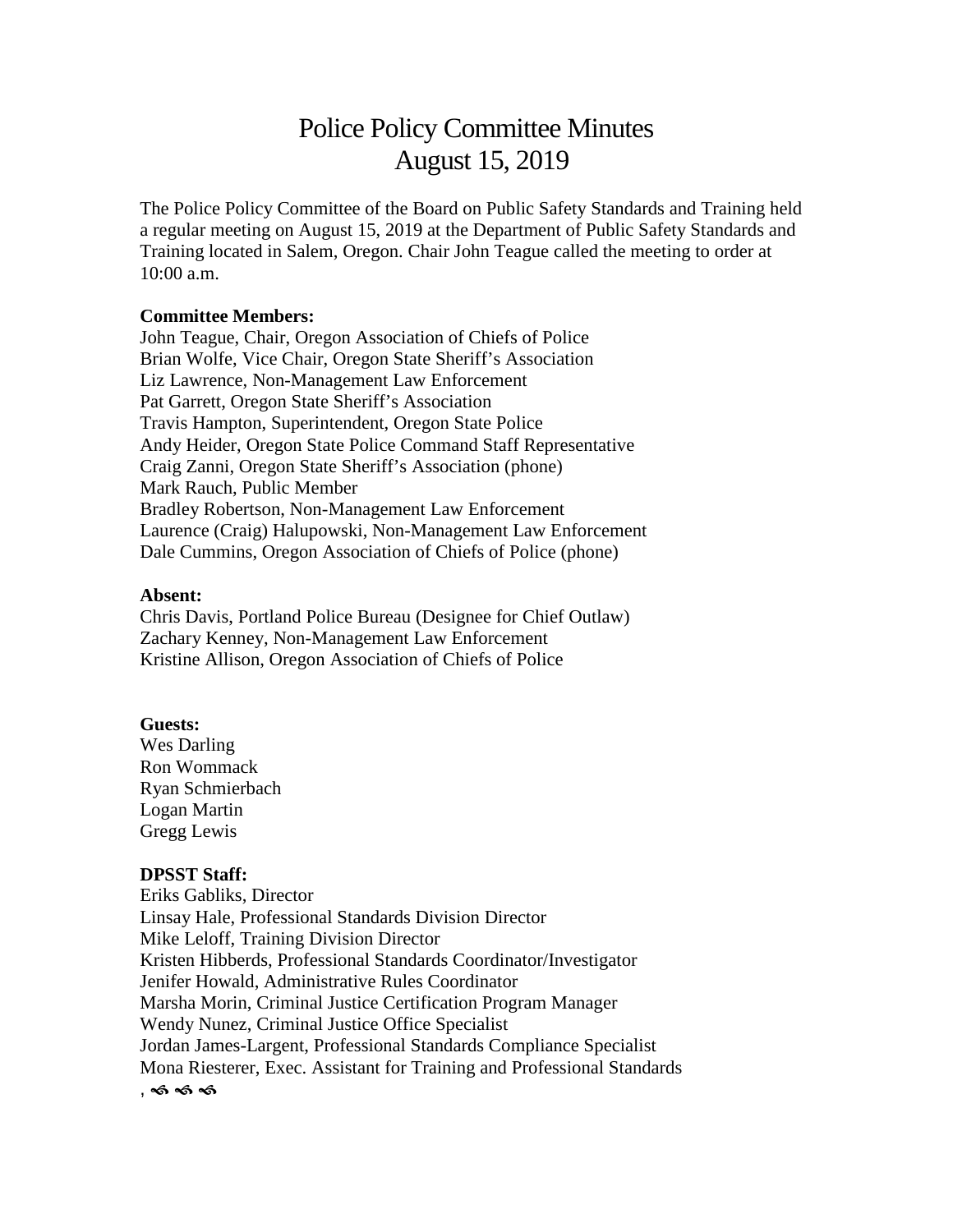# Police Policy Committee Minutes
# August 15, 2019

The Police Policy Committee of the Board on Public Safety Standards and Training held a regular meeting on August 15, 2019 at the Department of Public Safety Standards and Training located in Salem, Oregon. Chair John Teague called the meeting to order at 10:00 a.m.

**Committee Members:**
John Teague, Chair, Oregon Association of Chiefs of Police
Brian Wolfe, Vice Chair, Oregon State Sheriff's Association
Liz Lawrence, Non-Management Law Enforcement
Pat Garrett, Oregon State Sheriff's Association
Travis Hampton, Superintendent, Oregon State Police
Andy Heider, Oregon State Police Command Staff Representative
Craig Zanni, Oregon State Sheriff's Association (phone)
Mark Rauch, Public Member
Bradley Robertson, Non-Management Law Enforcement
Laurence (Craig) Halupowski, Non-Management Law Enforcement
Dale Cummins, Oregon Association of Chiefs of Police (phone)

**Absent:**
Chris Davis, Portland Police Bureau (Designee for Chief Outlaw)
Zachary Kenney, Non-Management Law Enforcement
Kristine Allison, Oregon Association of Chiefs of Police

**Guests:**
Wes Darling
Ron Wommack
Ryan Schmierbach
Logan Martin
Gregg Lewis

**DPSST Staff:**
Eriks Gabliks, Director
Linsay Hale, Professional Standards Division Director
Mike Leloff, Training Division Director
Kristen Hibberds, Professional Standards Coordinator/Investigator
Jenifer Howald, Administrative Rules Coordinator
Marsha Morin, Criminal Justice Certification Program Manager
Wendy Nunez, Criminal Justice Office Specialist
Jordan James-Largent, Professional Standards Compliance Specialist
Mona Riesterer, Exec. Assistant for Training and Professional Standards

, ◆◆◆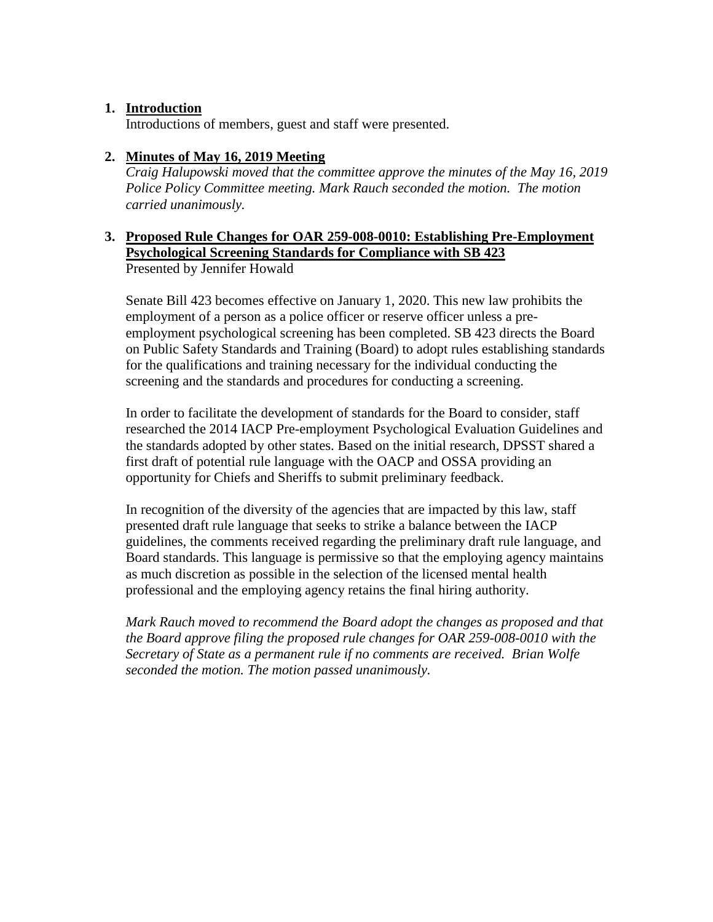1. **Introduction**
   Introductions of members, guest and staff were presented.

2. **Minutes of May 16, 2019 Meeting**
   *Craig Halupowski moved that the committee approve the minutes of the May 16, 2019 Police Policy Committee meeting. Mark Rauch seconded the motion. The motion carried unanimously.*

3. **Proposed Rule Changes for OAR 259-008-0010: Establishing Pre-Employment Psychological Screening Standards for Compliance with SB 423**
   Presented by Jennifer Howald

   Senate Bill 423 becomes effective on January 1, 2020. This new law prohibits the employment of a person as a police officer or reserve officer unless a pre-employment psychological screening has been completed. SB 423 directs the Board on Public Safety Standards and Training (Board) to adopt rules establishing standards for the qualifications and training necessary for the individual conducting the screening and the standards and procedures for conducting a screening.

   In order to facilitate the development of standards for the Board to consider, staff researched the 2014 IACP Pre-employment Psychological Evaluation Guidelines and the standards adopted by other states. Based on the initial research, DPSST shared a first draft of potential rule language with the OACP and OSSA providing an opportunity for Chiefs and Sheriffs to submit preliminary feedback.

   In recognition of the diversity of the agencies that are impacted by this law, staff presented draft rule language that seeks to strike a balance between the IACP guidelines, the comments received regarding the preliminary draft rule language, and Board standards. This language is permissive so that the employing agency maintains as much discretion as possible in the selection of the licensed mental health professional and the employing agency retains the final hiring authority.

   *Mark Rauch moved to recommend the Board adopt the changes as proposed and that the Board approve filing the proposed rule changes for OAR 259-008-0010 with the Secretary of State as a permanent rule if no comments are received. Brian Wolfe seconded the motion. The motion passed unanimously.*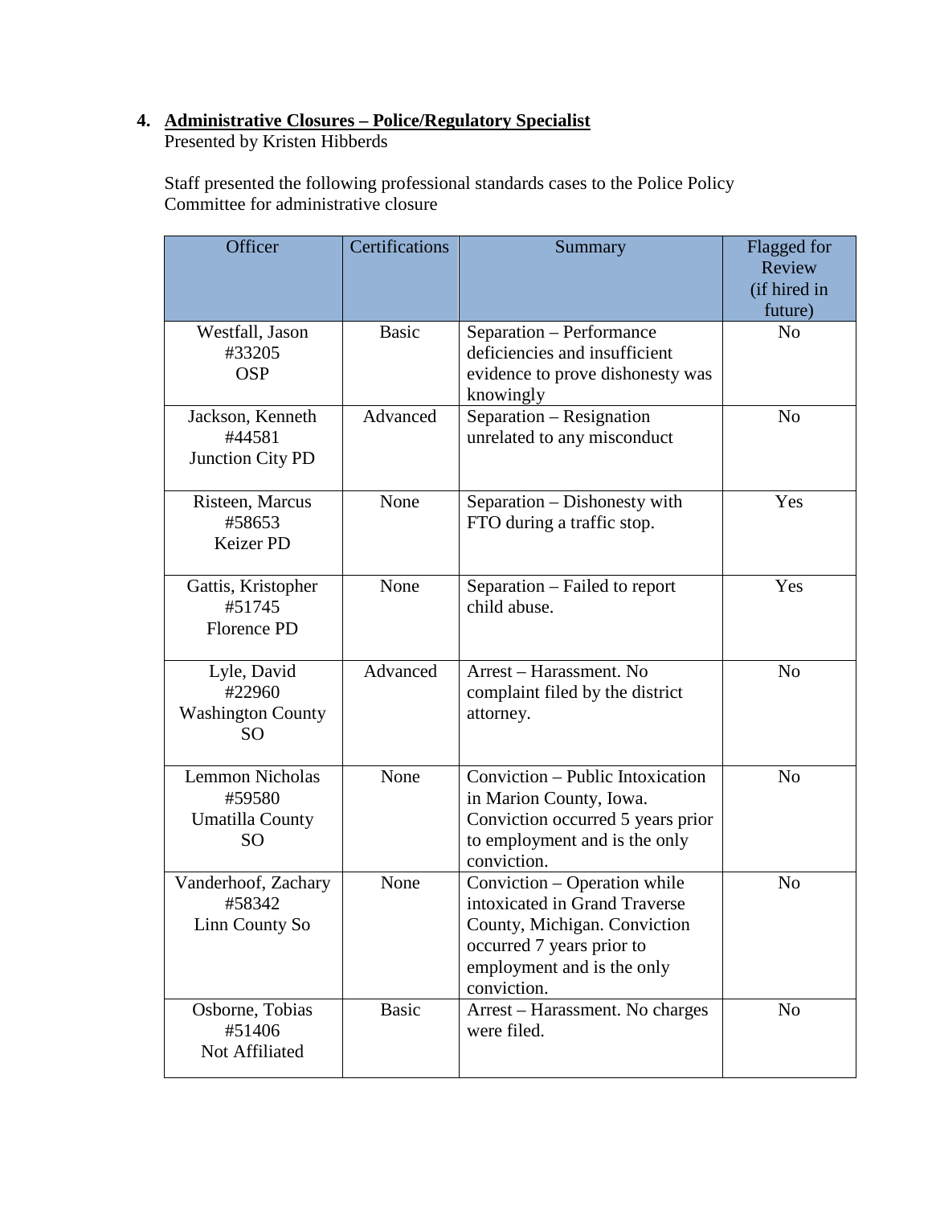4. **<u>Administrative Closures – Police/Regulatory Specialist</u>**
   Presented by Kristen Hibberds

   Staff presented the following professional standards cases to the Police Policy Committee for administrative closure

| Officer | Certifications | Summary | Flagged for Review (if hired in future) |
|---|---|---|---|
| Westfall, Jason #33205 OSP | Basic | Separation – Performance deficiencies and insufficient evidence to prove dishonesty was knowingly | No |
| Jackson, Kenneth #44581 Junction City PD | Advanced | Separation – Resignation unrelated to any misconduct | No |
| Risteen, Marcus #58653 Keizer PD | None | Separation – Dishonesty with FTO during a traffic stop. | Yes |
| Gattis, Kristopher #51745 Florence PD | None | Separation – Failed to report child abuse. | Yes |
| Lyle, David #22960 Washington County SO | Advanced | Arrest – Harassment. No complaint filed by the district attorney. | No |
| Lemmon Nicholas #59580 Umatilla County SO | None | Conviction – Public Intoxication in Marion County, Iowa. Conviction occurred 5 years prior to employment and is the only conviction. | No |
| Vanderhoof, Zachary #58342 Linn County So | None | Conviction – Operation while intoxicated in Grand Traverse County, Michigan. Conviction occurred 7 years prior to employment and is the only conviction. | No |
| Osborne, Tobias #51406 Not Affiliated | Basic | Arrest – Harassment. No charges were filed. | No |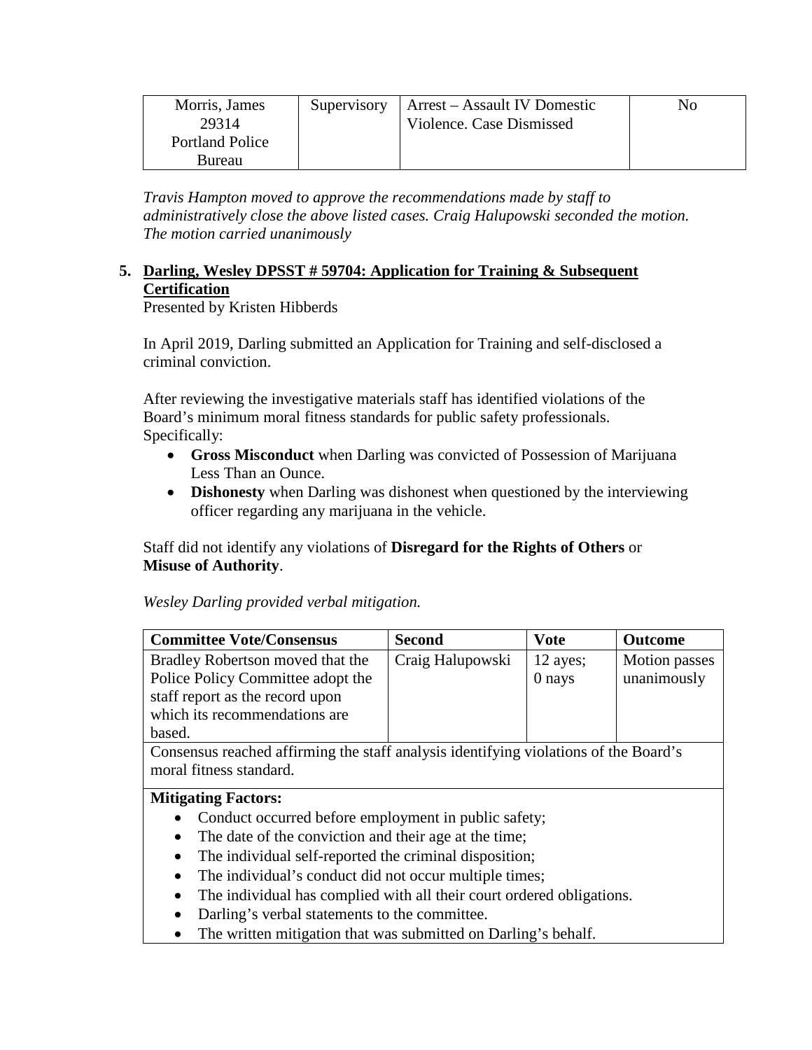| Morris, James 29314 Portland Police Bureau | Supervisory | Arrest – Assault IV Domestic Violence. Case Dismissed | No |
|---|---|---|---|

*Travis Hampton moved to approve the recommendations made by staff to administratively close the above listed cases. Craig Halupowski seconded the motion. The motion carried unanimously*

5. **Darling, Wesley DPSST # 59704: Application for Training & Subsequent Certification**

Presented by Kristen Hibberds

In April 2019, Darling submitted an Application for Training and self-disclosed a criminal conviction.

After reviewing the investigative materials staff has identified violations of the Board's minimum moral fitness standards for public safety professionals. Specifically:

- **Gross Misconduct** when Darling was convicted of Possession of Marijuana Less Than an Ounce.
- **Dishonesty** when Darling was dishonest when questioned by the interviewing officer regarding any marijuana in the vehicle.

Staff did not identify any violations of **Disregard for the Rights of Others** or **Misuse of Authority**.

*Wesley Darling provided verbal mitigation.*

| **Committee Vote/Consensus** | **Second** | **Vote** | **Outcome** |
|---|---|---|---|
| Bradley Robertson moved that the Police Policy Committee adopt the staff report as the record upon which its recommendations are based. | Craig Halupowski | 12 ayes; 0 nays | Motion passes unanimously |
| Consensus reached affirming the staff analysis identifying violations of the Board's moral fitness standard. | | | |
| **Mitigating Factors:**<br>• Conduct occurred before employment in public safety;<br>• The date of the conviction and their age at the time;<br>• The individual self-reported the criminal disposition;<br>• The individual's conduct did not occur multiple times;<br>• The individual has complied with all their court ordered obligations.<br>• Darling's verbal statements to the committee.<br>• The written mitigation that was submitted on Darling's behalf. | | | |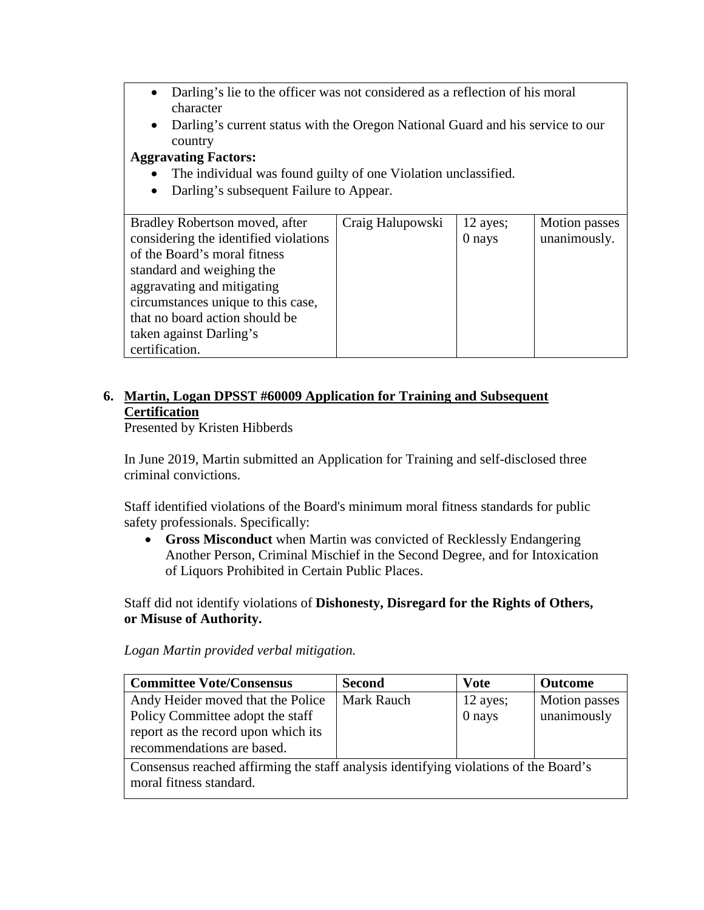- Darling's lie to the officer was not considered as a reflection of his moral character
- Darling's current status with the Oregon National Guard and his service to our country

**Aggravating Factors:**

- The individual was found guilty of one Violation unclassified.
- Darling's subsequent Failure to Appear.

| | | | |
|---|---|---|---|
| Bradley Robertson moved, after considering the identified violations of the Board's moral fitness standard and weighing the aggravating and mitigating circumstances unique to this case, that no board action should be taken against Darling's certification. | Craig Halupowski | 12 ayes; 0 nays | Motion passes unanimously. |

**6. <u>Martin, Logan DPSST #60009 Application for Training and Subsequent Certification</u>**

Presented by Kristen Hibberds

In June 2019, Martin submitted an Application for Training and self-disclosed three criminal convictions.

Staff identified violations of the Board's minimum moral fitness standards for public safety professionals. Specifically:

- **Gross Misconduct** when Martin was convicted of Recklessly Endangering Another Person, Criminal Mischief in the Second Degree, and for Intoxication of Liquors Prohibited in Certain Public Places.

Staff did not identify violations of **Dishonesty, Disregard for the Rights of Others, or Misuse of Authority.**

*Logan Martin provided verbal mitigation.*

| Committee Vote/Consensus | Second | Vote | Outcome |
|---|---|---|---|
| Andy Heider moved that the Police Policy Committee adopt the staff report as the record upon which its recommendations are based. | Mark Rauch | 12 ayes; 0 nays | Motion passes unanimously |
| Consensus reached affirming the staff analysis identifying violations of the Board's moral fitness standard. | | | |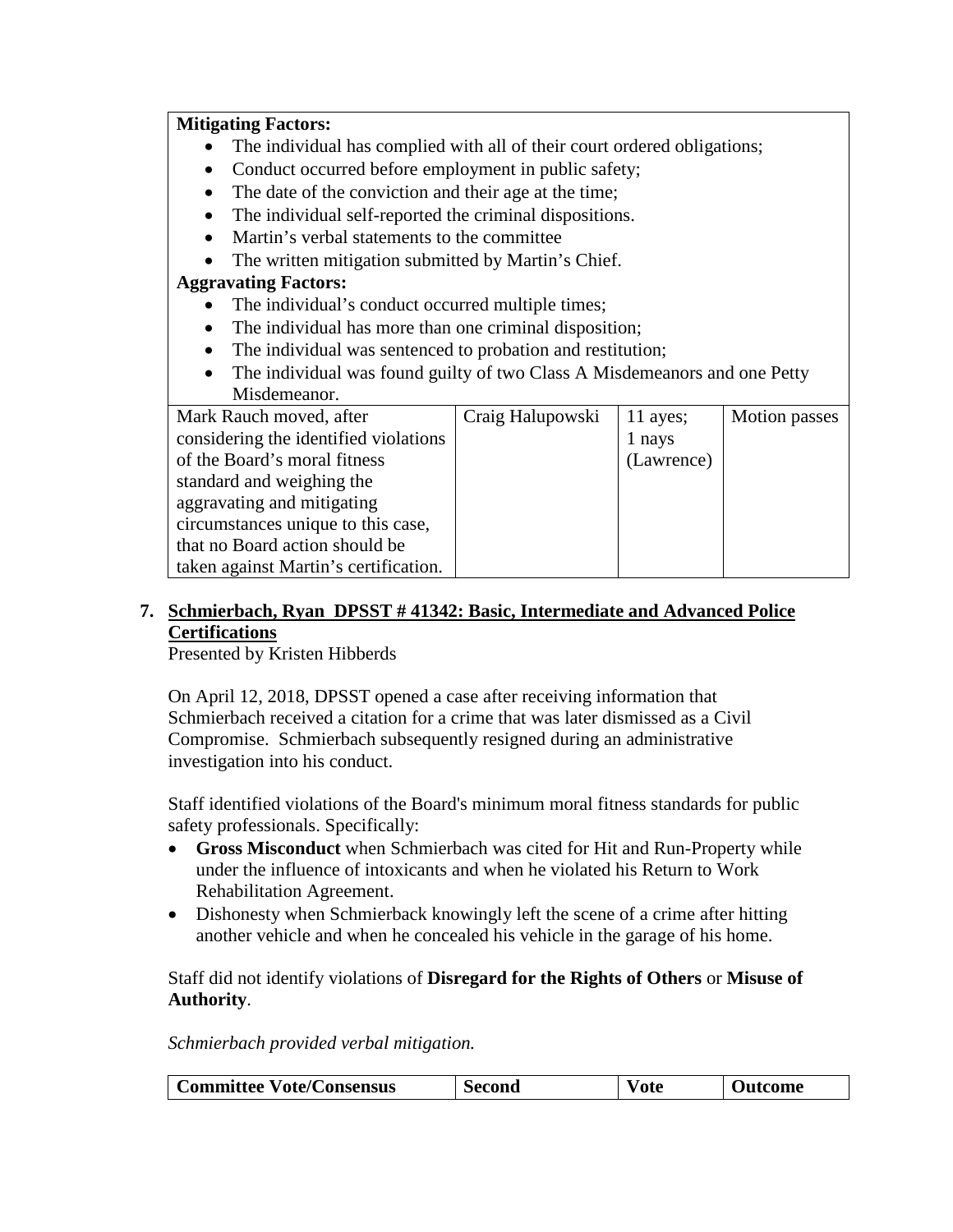**Mitigating Factors:**

- The individual has complied with all of their court ordered obligations;
- Conduct occurred before employment in public safety;
- The date of the conviction and their age at the time;
- The individual self-reported the criminal dispositions.
- Martin's verbal statements to the committee
- The written mitigation submitted by Martin's Chief.

**Aggravating Factors:**

- The individual's conduct occurred multiple times;
- The individual has more than one criminal disposition;
- The individual was sentenced to probation and restitution;
- The individual was found guilty of two Class A Misdemeanors and one Petty Misdemeanor.

| | | | |
|---|---|---|---|
| Mark Rauch moved, after considering the identified violations of the Board's moral fitness standard and weighing the aggravating and mitigating circumstances unique to this case, that no Board action should be taken against Martin's certification. | Craig Halupowski | 11 ayes; 1 nays (Lawrence) | Motion passes |

7. **<u>Schmierbach, Ryan DPSST # 41342: Basic, Intermediate and Advanced Police Certifications</u>**

Presented by Kristen Hibberds

On April 12, 2018, DPSST opened a case after receiving information that Schmierbach received a citation for a crime that was later dismissed as a Civil Compromise. Schmierbach subsequently resigned during an administrative investigation into his conduct.

Staff identified violations of the Board's minimum moral fitness standards for public safety professionals. Specifically:

- **Gross Misconduct** when Schmierbach was cited for Hit and Run-Property while under the influence of intoxicants and when he violated his Return to Work Rehabilitation Agreement.
- Dishonesty when Schmierback knowingly left the scene of a crime after hitting another vehicle and when he concealed his vehicle in the garage of his home.

Staff did not identify violations of **Disregard for the Rights of Others** or **Misuse of Authority**.

*Schmierbach provided verbal mitigation.*

| Committee Vote/Consensus | Second | Vote | Outcome |
|---|---|---|---|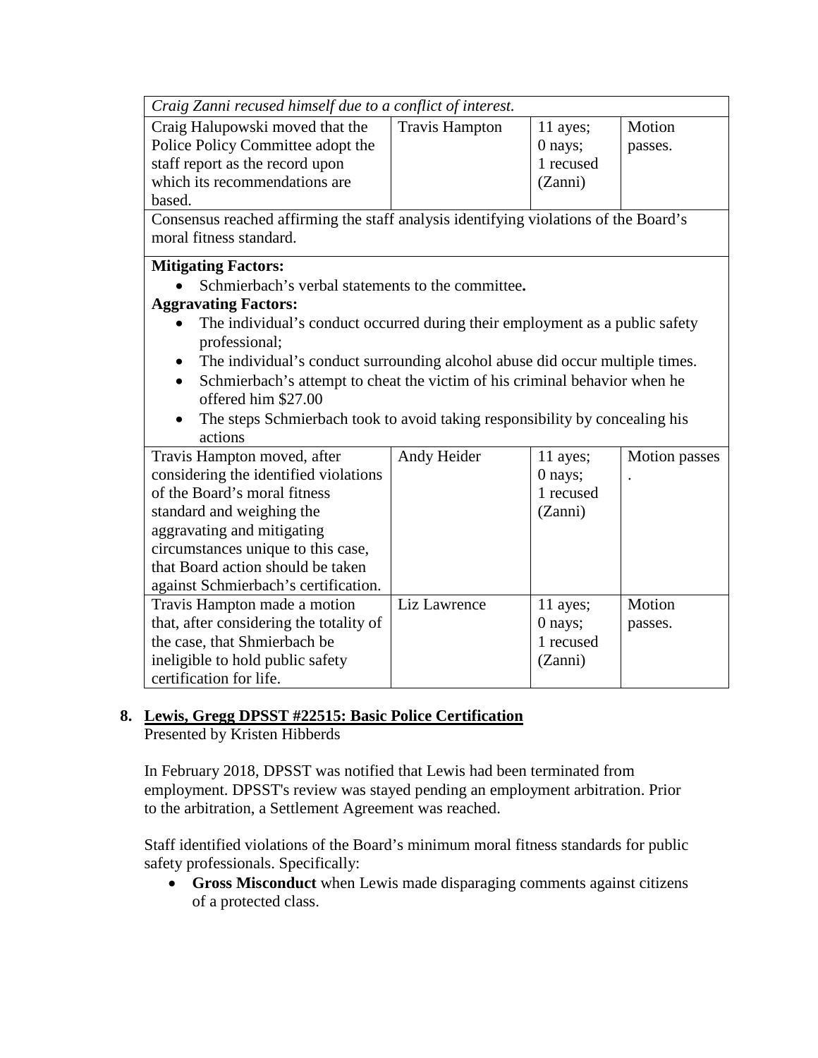| *Craig Zanni recused himself due to a conflict of interest.* | | | |
|---|---|---|---|
| Craig Halupowski moved that the Police Policy Committee adopt the staff report as the record upon which its recommendations are based. | Travis Hampton | 11 ayes; 0 nays; 1 recused (Zanni) | Motion passes. |
| Consensus reached affirming the staff analysis identifying violations of the Board's moral fitness standard. | | | |
| **Mitigating Factors:**<br>• Schmierbach's verbal statements to the committee.<br>**Aggravating Factors:**<br>• The individual's conduct occurred during their employment as a public safety professional;<br>• The individual's conduct surrounding alcohol abuse did occur multiple times.<br>• Schmierbach's attempt to cheat the victim of his criminal behavior when he offered him $27.00<br>• The steps Schmierbach took to avoid taking responsibility by concealing his actions | | | |
| Travis Hampton moved, after considering the identified violations of the Board's moral fitness standard and weighing the aggravating and mitigating circumstances unique to this case, that Board action should be taken against Schmierbach's certification. | Andy Heider | 11 ayes; 0 nays; 1 recused (Zanni) | Motion passes . |
| Travis Hampton made a motion that, after considering the totality of the case, that Shmierbach be ineligible to hold public safety certification for life. | Liz Lawrence | 11 ayes; 0 nays; 1 recused (Zanni) | Motion passes. |

**8. Lewis, Gregg DPSST #22515: Basic Police Certification**

Presented by Kristen Hibberds

In February 2018, DPSST was notified that Lewis had been terminated from employment. DPSST's review was stayed pending an employment arbitration. Prior to the arbitration, a Settlement Agreement was reached.

Staff identified violations of the Board's minimum moral fitness standards for public safety professionals. Specifically:

- **Gross Misconduct** when Lewis made disparaging comments against citizens of a protected class.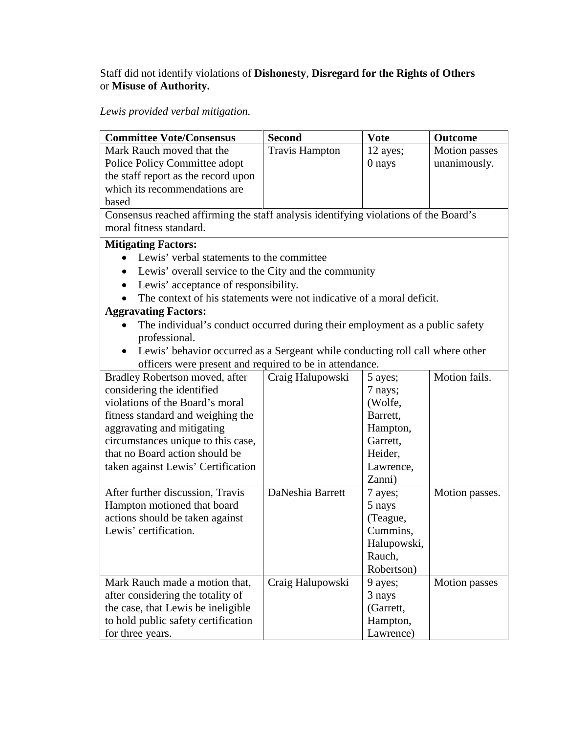Staff did not identify violations of **Dishonesty**, **Disregard for the Rights of Others** or **Misuse of Authority.**

*Lewis provided verbal mitigation.*

| Committee Vote/Consensus | Second | Vote | Outcome |
|---|---|---|---|
| Mark Rauch moved that the Police Policy Committee adopt the staff report as the record upon which its recommendations are based | Travis Hampton | 12 ayes; 0 nays | Motion passes unanimously. |
| Consensus reached affirming the staff analysis identifying violations of the Board's moral fitness standard. | | | |
| **Mitigating Factors:**<br>• Lewis' verbal statements to the committee<br>• Lewis' overall service to the City and the community<br>• Lewis' acceptance of responsibility.<br>• The context of his statements were not indicative of a moral deficit.<br>**Aggravating Factors:**<br>• The individual's conduct occurred during their employment as a public safety professional.<br>• Lewis' behavior occurred as a Sergeant while conducting roll call where other officers were present and required to be in attendance. | | | |
| Bradley Robertson moved, after considering the identified violations of the Board's moral fitness standard and weighing the aggravating and mitigating circumstances unique to this case, that no Board action should be taken against Lewis' Certification | Craig Halupowski | 5 ayes; 7 nays; (Wolfe, Barrett, Hampton, Garrett, Heider, Lawrence, Zanni) | Motion fails. |
| After further discussion, Travis Hampton motioned that board actions should be taken against Lewis' certification. | DaNeshia Barrett | 7 ayes; 5 nays (Teague, Cummins, Halupowski, Rauch, Robertson) | Motion passes. |
| Mark Rauch made a motion that, after considering the totality of the case, that Lewis be ineligible to hold public safety certification for three years. | Craig Halupowski | 9 ayes; 3 nays (Garrett, Hampton, Lawrence) | Motion passes |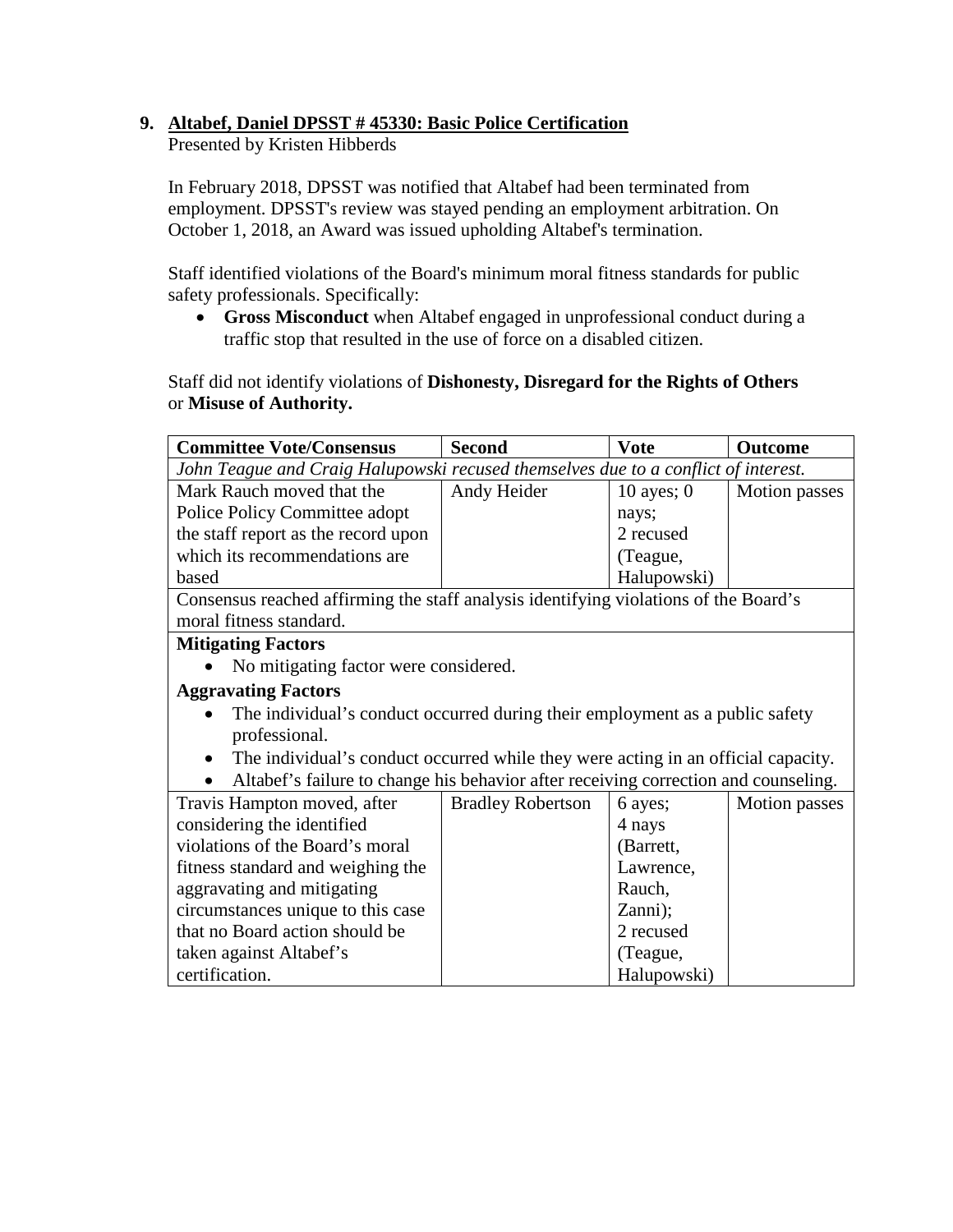9. **Altabef, Daniel DPSST # 45330: Basic Police Certification**
Presented by Kristen Hibberds

In February 2018, DPSST was notified that Altabef had been terminated from employment. DPSST's review was stayed pending an employment arbitration. On October 1, 2018, an Award was issued upholding Altabef's termination.

Staff identified violations of the Board's minimum moral fitness standards for public safety professionals. Specifically:

- **Gross Misconduct** when Altabef engaged in unprofessional conduct during a traffic stop that resulted in the use of force on a disabled citizen.

Staff did not identify violations of **Dishonesty, Disregard for the Rights of Others** or **Misuse of Authority.**

| Committee Vote/Consensus | Second | Vote | Outcome |
|---|---|---|---|
| *John Teague and Craig Halupowski recused themselves due to a conflict of interest.* | | | |
| Mark Rauch moved that the Police Policy Committee adopt the staff report as the record upon which its recommendations are based | Andy Heider | 10 ayes; 0 nays; 2 recused (Teague, Halupowski) | Motion passes |
| Consensus reached affirming the staff analysis identifying violations of the Board's moral fitness standard. | | | |
| **Mitigating Factors**<br>• No mitigating factor were considered.<br>**Aggravating Factors**<br>• The individual's conduct occurred during their employment as a public safety professional.<br>• The individual's conduct occurred while they were acting in an official capacity.<br>• Altabef's failure to change his behavior after receiving correction and counseling. | | | |
| Travis Hampton moved, after considering the identified violations of the Board's moral fitness standard and weighing the aggravating and mitigating circumstances unique to this case that no Board action should be taken against Altabef's certification. | Bradley Robertson | 6 ayes; 4 nays (Barrett, Lawrence, Rauch, Zanni); 2 recused (Teague, Halupowski) | Motion passes |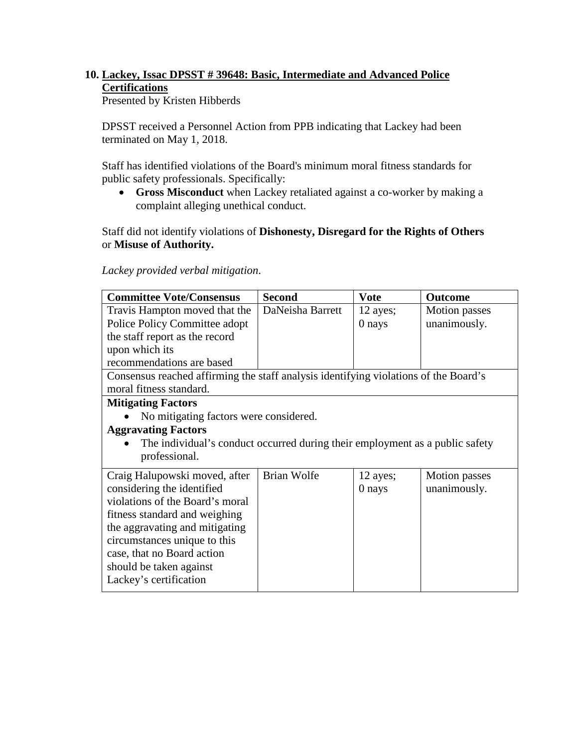**10. Lackey, Issac DPSST # 39648: Basic, Intermediate and Advanced Police Certifications**

Presented by Kristen Hibberds

DPSST received a Personnel Action from PPB indicating that Lackey had been terminated on May 1, 2018.

Staff has identified violations of the Board's minimum moral fitness standards for public safety professionals. Specifically:

- **Gross Misconduct** when Lackey retaliated against a co-worker by making a complaint alleging unethical conduct.

Staff did not identify violations of **Dishonesty, Disregard for the Rights of Others** or **Misuse of Authority.**

*Lackey provided verbal mitigation.*

| **Committee Vote/Consensus** | **Second** | **Vote** | **Outcome** |
|---|---|---|---|
| Travis Hampton moved that the Police Policy Committee adopt the staff report as the record upon which its recommendations are based | DaNeisha Barrett | 12 ayes; 0 nays | Motion passes unanimously. |
| Consensus reached affirming the staff analysis identifying violations of the Board's moral fitness standard. | | | |
| **Mitigating Factors**<br>• No mitigating factors were considered.<br>**Aggravating Factors**<br>• The individual's conduct occurred during their employment as a public safety professional. | | | |
| Craig Halupowski moved, after considering the identified violations of the Board's moral fitness standard and weighing the aggravating and mitigating circumstances unique to this case, that no Board action should be taken against Lackey's certification | Brian Wolfe | 12 ayes; 0 nays | Motion passes unanimously. |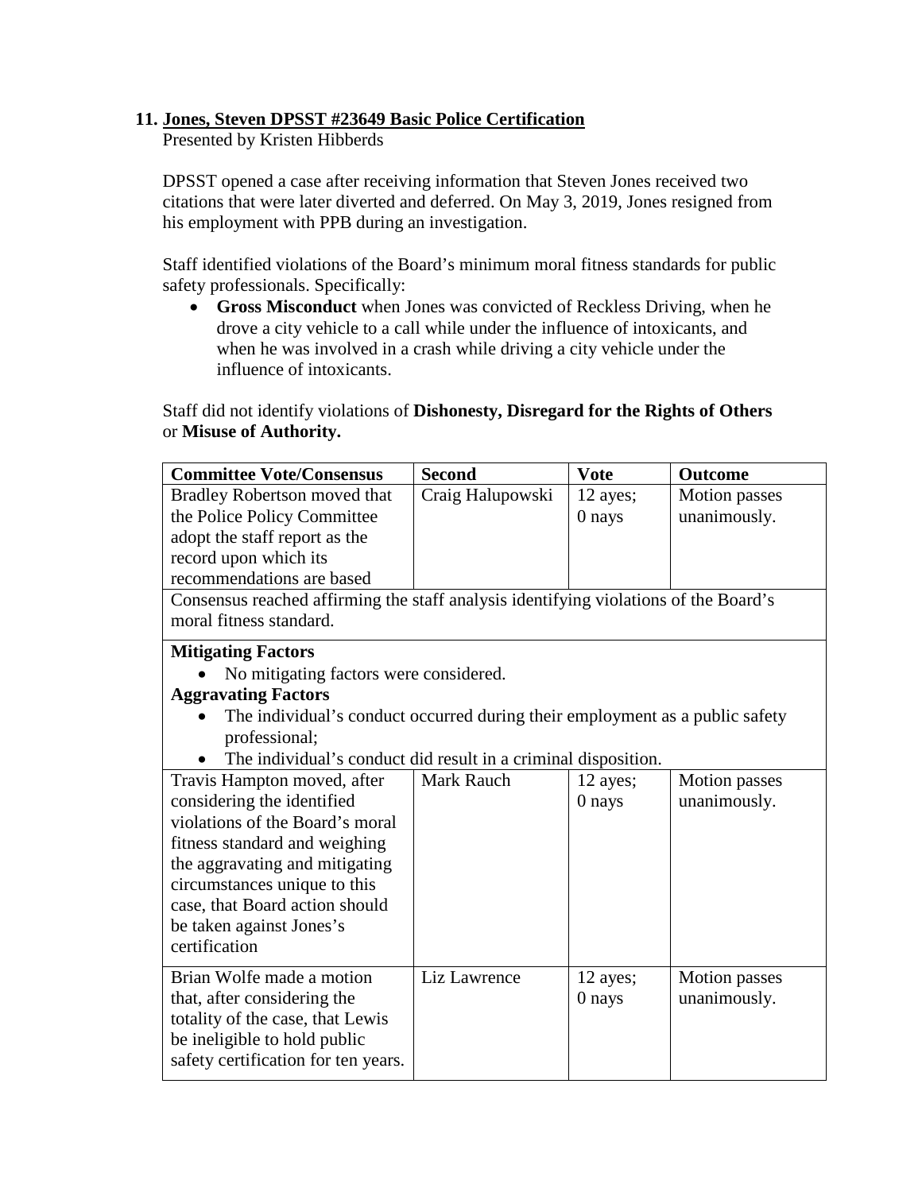## 11. Jones, Steven DPSST #23649 Basic Police Certification

Presented by Kristen Hibberds

DPSST opened a case after receiving information that Steven Jones received two citations that were later diverted and deferred. On May 3, 2019, Jones resigned from his employment with PPB during an investigation.

Staff identified violations of the Board's minimum moral fitness standards for public safety professionals. Specifically:

- **Gross Misconduct** when Jones was convicted of Reckless Driving, when he drove a city vehicle to a call while under the influence of intoxicants, and when he was involved in a crash while driving a city vehicle under the influence of intoxicants.

Staff did not identify violations of **Dishonesty, Disregard for the Rights of Others** or **Misuse of Authority.**

| **Committee Vote/Consensus** | **Second** | **Vote** | **Outcome** |
|---|---|---|---|
| Bradley Robertson moved that the Police Policy Committee adopt the staff report as the record upon which its recommendations are based | Craig Halupowski | 12 ayes; 0 nays | Motion passes unanimously. |
| Consensus reached affirming the staff analysis identifying violations of the Board's moral fitness standard. | | | |
| **Mitigating Factors** <br> • No mitigating factors were considered. <br> **Aggravating Factors** <br> • The individual's conduct occurred during their employment as a public safety professional; <br> • The individual's conduct did result in a criminal disposition. | | | |
| Travis Hampton moved, after considering the identified violations of the Board's moral fitness standard and weighing the aggravating and mitigating circumstances unique to this case, that Board action should be taken against Jones's certification | Mark Rauch | 12 ayes; 0 nays | Motion passes unanimously. |
| Brian Wolfe made a motion that, after considering the totality of the case, that Lewis be ineligible to hold public safety certification for ten years. | Liz Lawrence | 12 ayes; 0 nays | Motion passes unanimously. |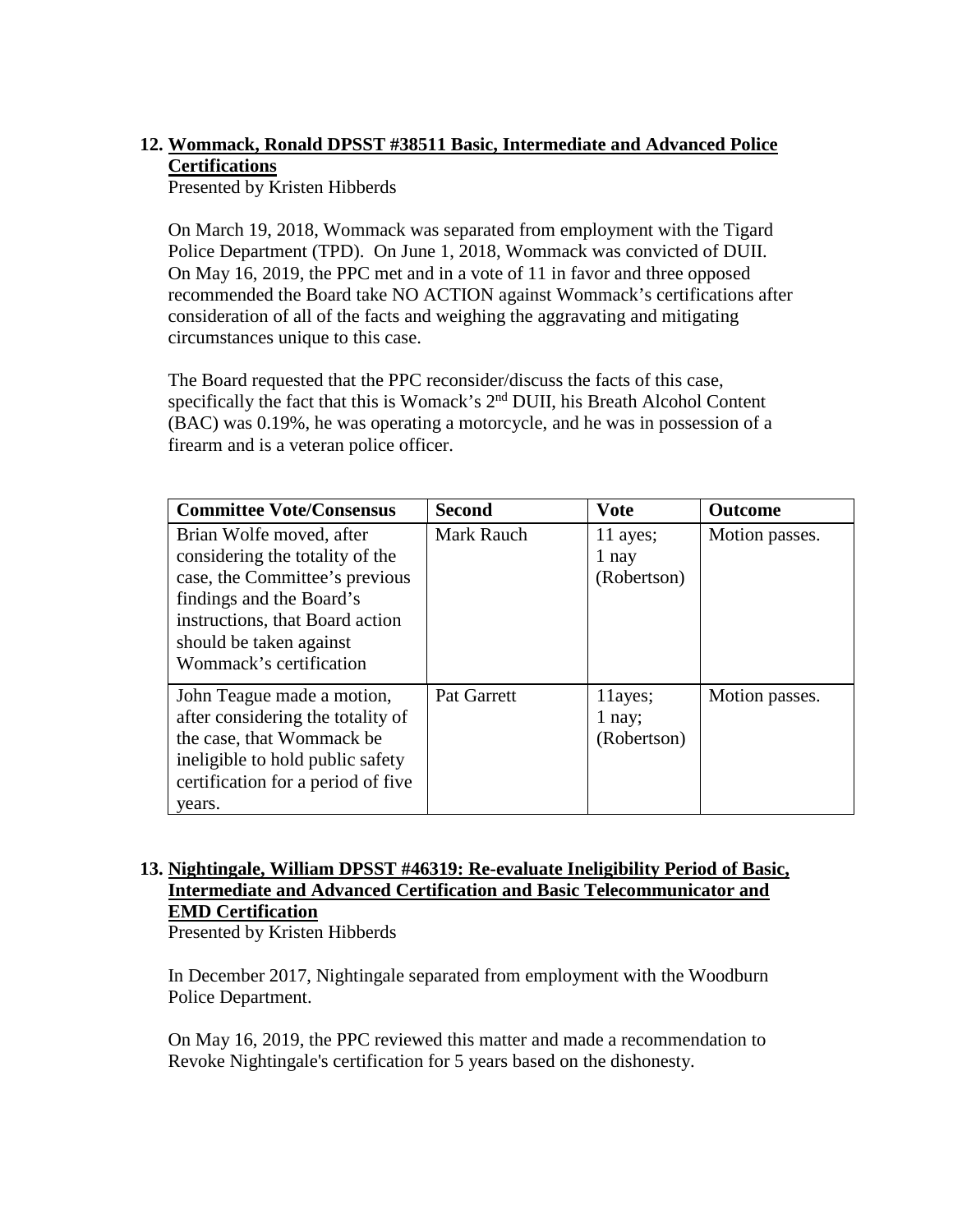**12. Wommack, Ronald DPSST #38511 Basic, Intermediate and Advanced Police Certifications**

Presented by Kristen Hibberds

On March 19, 2018, Wommack was separated from employment with the Tigard Police Department (TPD). On June 1, 2018, Wommack was convicted of DUII. On May 16, 2019, the PPC met and in a vote of 11 in favor and three opposed recommended the Board take NO ACTION against Wommack's certifications after consideration of all of the facts and weighing the aggravating and mitigating circumstances unique to this case.

The Board requested that the PPC reconsider/discuss the facts of this case, specifically the fact that this is Womack's 2nd DUII, his Breath Alcohol Content (BAC) was 0.19%, he was operating a motorcycle, and he was in possession of a firearm and is a veteran police officer.

| Committee Vote/Consensus | Second | Vote | Outcome |
|---|---|---|---|
| Brian Wolfe moved, after considering the totality of the case, the Committee's previous findings and the Board's instructions, that Board action should be taken against Wommack's certification | Mark Rauch | 11 ayes; 1 nay (Robertson) | Motion passes. |
| John Teague made a motion, after considering the totality of the case, that Wommack be ineligible to hold public safety certification for a period of five years. | Pat Garrett | 11ayes; 1 nay; (Robertson) | Motion passes. |

**13. Nightingale, William DPSST #46319: Re-evaluate Ineligibility Period of Basic, Intermediate and Advanced Certification and Basic Telecommunicator and EMD Certification**

Presented by Kristen Hibberds

In December 2017, Nightingale separated from employment with the Woodburn Police Department.

On May 16, 2019, the PPC reviewed this matter and made a recommendation to Revoke Nightingale's certification for 5 years based on the dishonesty.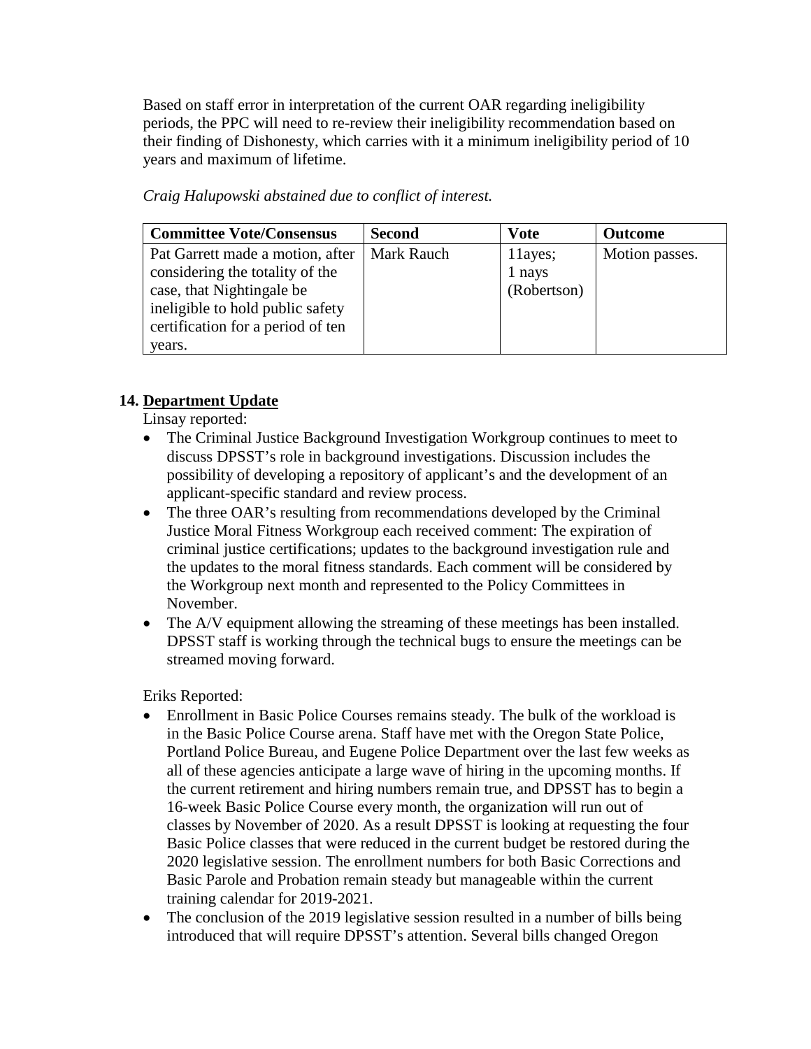Based on staff error in interpretation of the current OAR regarding ineligibility periods, the PPC will need to re-review their ineligibility recommendation based on their finding of Dishonesty, which carries with it a minimum ineligibility period of 10 years and maximum of lifetime.

*Craig Halupowski abstained due to conflict of interest.*

| Committee Vote/Consensus | Second | Vote | Outcome |
|---|---|---|---|
| Pat Garrett made a motion, after considering the totality of the case, that Nightingale be ineligible to hold public safety certification for a period of ten years. | Mark Rauch | 11ayes; 1 nays (Robertson) | Motion passes. |

## 14. <u>Department Update</u>

Linsay reported:

- The Criminal Justice Background Investigation Workgroup continues to meet to discuss DPSST's role in background investigations. Discussion includes the possibility of developing a repository of applicant's and the development of an applicant-specific standard and review process.
- The three OAR's resulting from recommendations developed by the Criminal Justice Moral Fitness Workgroup each received comment: The expiration of criminal justice certifications; updates to the background investigation rule and the updates to the moral fitness standards. Each comment will be considered by the Workgroup next month and represented to the Policy Committees in November.
- The A/V equipment allowing the streaming of these meetings has been installed. DPSST staff is working through the technical bugs to ensure the meetings can be streamed moving forward.

Eriks Reported:

- Enrollment in Basic Police Courses remains steady. The bulk of the workload is in the Basic Police Course arena. Staff have met with the Oregon State Police, Portland Police Bureau, and Eugene Police Department over the last few weeks as all of these agencies anticipate a large wave of hiring in the upcoming months. If the current retirement and hiring numbers remain true, and DPSST has to begin a 16-week Basic Police Course every month, the organization will run out of classes by November of 2020. As a result DPSST is looking at requesting the four Basic Police classes that were reduced in the current budget be restored during the 2020 legislative session. The enrollment numbers for both Basic Corrections and Basic Parole and Probation remain steady but manageable within the current training calendar for 2019-2021.
- The conclusion of the 2019 legislative session resulted in a number of bills being introduced that will require DPSST's attention. Several bills changed Oregon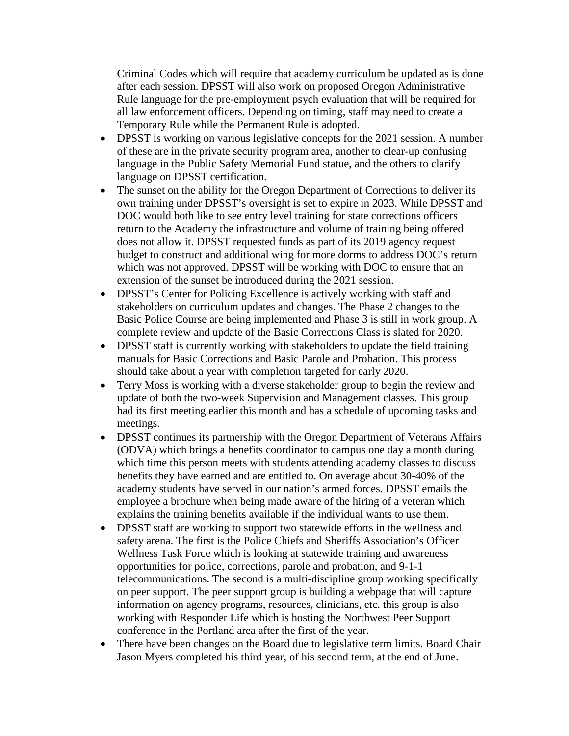Criminal Codes which will require that academy curriculum be updated as is done after each session. DPSST will also work on proposed Oregon Administrative Rule language for the pre-employment psych evaluation that will be required for all law enforcement officers. Depending on timing, staff may need to create a Temporary Rule while the Permanent Rule is adopted.

- DPSST is working on various legislative concepts for the 2021 session. A number of these are in the private security program area, another to clear-up confusing language in the Public Safety Memorial Fund statue, and the others to clarify language on DPSST certification.
- The sunset on the ability for the Oregon Department of Corrections to deliver its own training under DPSST's oversight is set to expire in 2023. While DPSST and DOC would both like to see entry level training for state corrections officers return to the Academy the infrastructure and volume of training being offered does not allow it. DPSST requested funds as part of its 2019 agency request budget to construct and additional wing for more dorms to address DOC's return which was not approved. DPSST will be working with DOC to ensure that an extension of the sunset be introduced during the 2021 session.
- DPSST's Center for Policing Excellence is actively working with staff and stakeholders on curriculum updates and changes. The Phase 2 changes to the Basic Police Course are being implemented and Phase 3 is still in work group. A complete review and update of the Basic Corrections Class is slated for 2020.
- DPSST staff is currently working with stakeholders to update the field training manuals for Basic Corrections and Basic Parole and Probation. This process should take about a year with completion targeted for early 2020.
- Terry Moss is working with a diverse stakeholder group to begin the review and update of both the two-week Supervision and Management classes. This group had its first meeting earlier this month and has a schedule of upcoming tasks and meetings.
- DPSST continues its partnership with the Oregon Department of Veterans Affairs (ODVA) which brings a benefits coordinator to campus one day a month during which time this person meets with students attending academy classes to discuss benefits they have earned and are entitled to. On average about 30-40% of the academy students have served in our nation's armed forces. DPSST emails the employee a brochure when being made aware of the hiring of a veteran which explains the training benefits available if the individual wants to use them.
- DPSST staff are working to support two statewide efforts in the wellness and safety arena. The first is the Police Chiefs and Sheriffs Association's Officer Wellness Task Force which is looking at statewide training and awareness opportunities for police, corrections, parole and probation, and 9-1-1 telecommunications. The second is a multi-discipline group working specifically on peer support. The peer support group is building a webpage that will capture information on agency programs, resources, clinicians, etc. this group is also working with Responder Life which is hosting the Northwest Peer Support conference in the Portland area after the first of the year.
- There have been changes on the Board due to legislative term limits. Board Chair Jason Myers completed his third year, of his second term, at the end of June.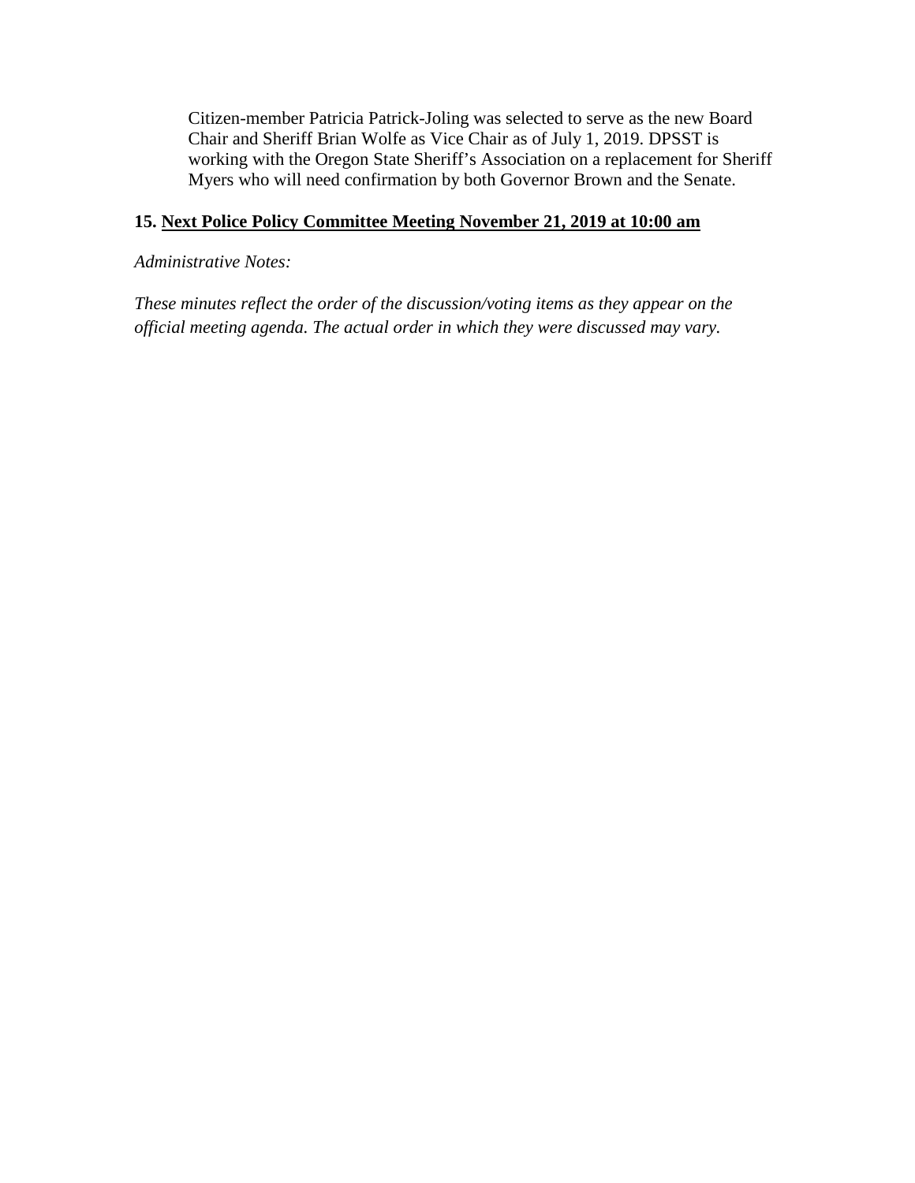Citizen-member Patricia Patrick-Joling was selected to serve as the new Board Chair and Sheriff Brian Wolfe as Vice Chair as of July 1, 2019. DPSST is working with the Oregon State Sheriff's Association on a replacement for Sheriff Myers who will need confirmation by both Governor Brown and the Senate.

## 15. Next Police Policy Committee Meeting November 21, 2019 at 10:00 am

*Administrative Notes:*

*These minutes reflect the order of the discussion/voting items as they appear on the official meeting agenda. The actual order in which they were discussed may vary.*